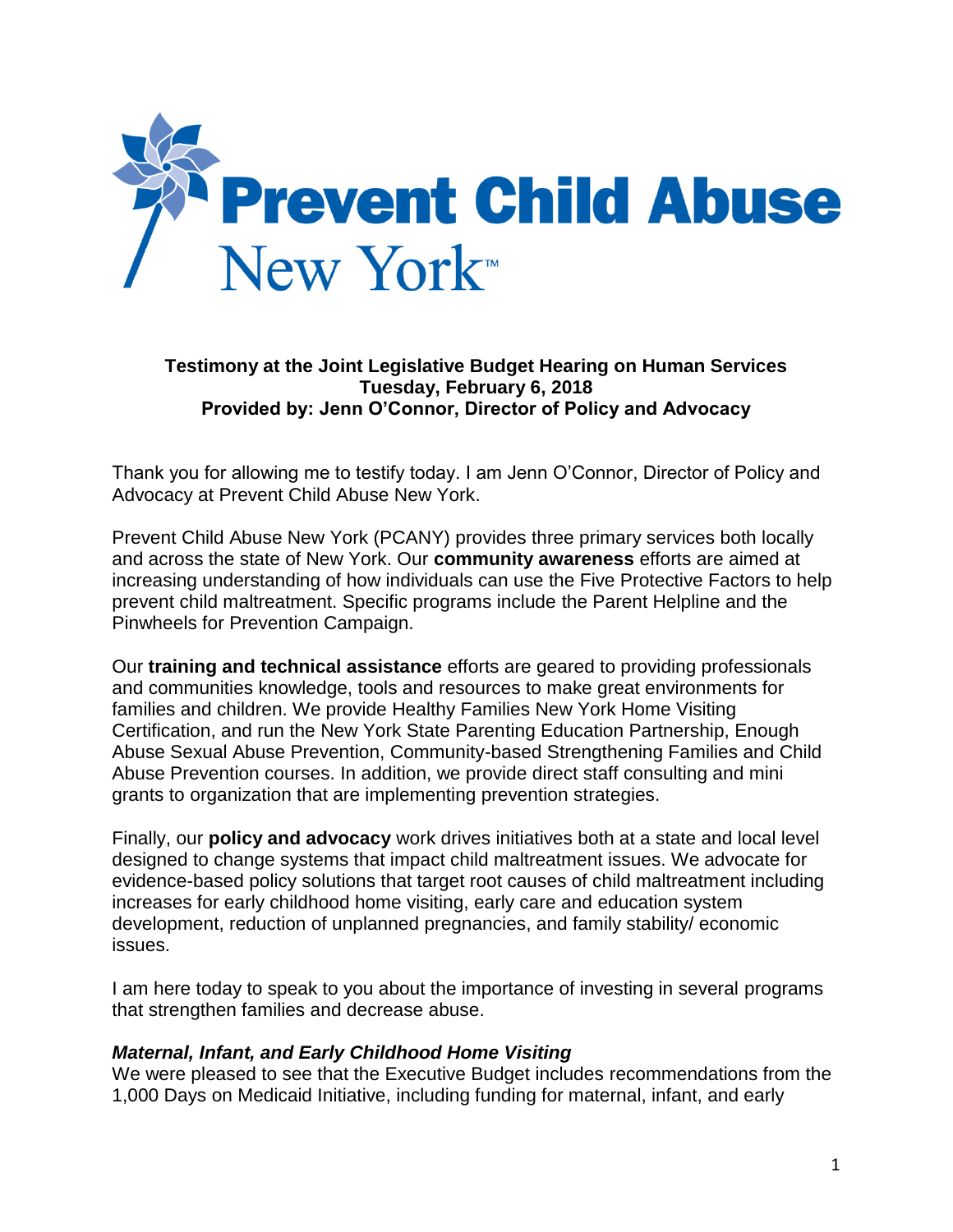# Prevent Child Abuse New York™

**Testimony at the Joint Legislative Budget Hearing on Human Services**
**Tuesday, February 6, 2018**
**Provided by: Jenn O'Connor, Director of Policy and Advocacy**

Thank you for allowing me to testify today. I am Jenn O'Connor, Director of Policy and Advocacy at Prevent Child Abuse New York.

Prevent Child Abuse New York (PCANY) provides three primary services both locally and across the state of New York. Our **community awareness** efforts are aimed at increasing understanding of how individuals can use the Five Protective Factors to help prevent child maltreatment. Specific programs include the Parent Helpline and the Pinwheels for Prevention Campaign.

Our **training and technical assistance** efforts are geared to providing professionals and communities knowledge, tools and resources to make great environments for families and children. We provide Healthy Families New York Home Visiting Certification, and run the New York State Parenting Education Partnership, Enough Abuse Sexual Abuse Prevention, Community-based Strengthening Families and Child Abuse Prevention courses. In addition, we provide direct staff consulting and mini grants to organization that are implementing prevention strategies.

Finally, our **policy and advocacy** work drives initiatives both at a state and local level designed to change systems that impact child maltreatment issues. We advocate for evidence-based policy solutions that target root causes of child maltreatment including increases for early childhood home visiting, early care and education system development, reduction of unplanned pregnancies, and family stability/ economic issues.

I am here today to speak to you about the importance of investing in several programs that strengthen families and decrease abuse.

### *Maternal, Infant, and Early Childhood Home Visiting*

We were pleased to see that the Executive Budget includes recommendations from the 1,000 Days on Medicaid Initiative, including funding for maternal, infant, and early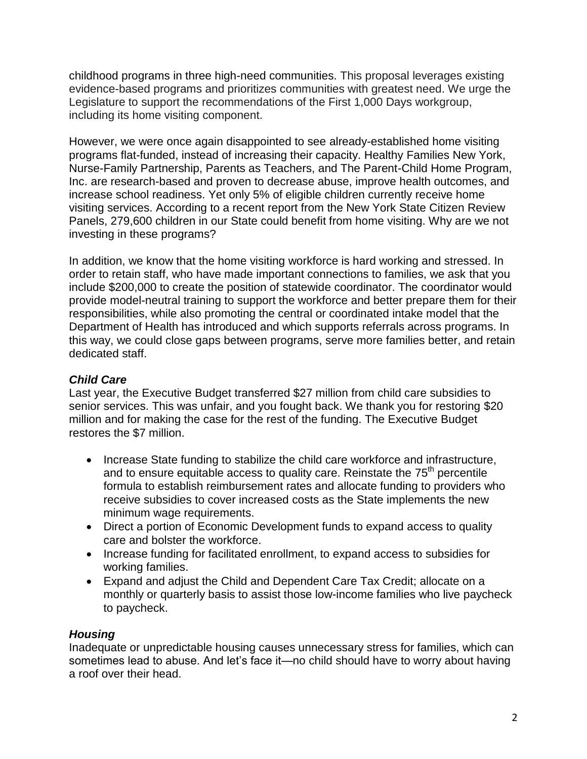childhood programs in three high-need communities. This proposal leverages existing evidence-based programs and prioritizes communities with greatest need. We urge the Legislature to support the recommendations of the First 1,000 Days workgroup, including its home visiting component.

However, we were once again disappointed to see already-established home visiting programs flat-funded, instead of increasing their capacity. Healthy Families New York, Nurse-Family Partnership, Parents as Teachers, and The Parent-Child Home Program, Inc. are research-based and proven to decrease abuse, improve health outcomes, and increase school readiness. Yet only 5% of eligible children currently receive home visiting services. According to a recent report from the New York State Citizen Review Panels, 279,600 children in our State could benefit from home visiting. Why are we not investing in these programs?

In addition, we know that the home visiting workforce is hard working and stressed. In order to retain staff, who have made important connections to families, we ask that you include $200,000 to create the position of statewide coordinator. The coordinator would provide model-neutral training to support the workforce and better prepare them for their responsibilities, while also promoting the central or coordinated intake model that the Department of Health has introduced and which supports referrals across programs. In this way, we could close gaps between programs, serve more families better, and retain dedicated staff.

### *Child Care*

Last year, the Executive Budget transferred $27 million from child care subsidies to senior services. This was unfair, and you fought back. We thank you for restoring $20 million and for making the case for the rest of the funding. The Executive Budget restores the $7 million.

- Increase State funding to stabilize the child care workforce and infrastructure, and to ensure equitable access to quality care. Reinstate the 75th percentile formula to establish reimbursement rates and allocate funding to providers who receive subsidies to cover increased costs as the State implements the new minimum wage requirements.
- Direct a portion of Economic Development funds to expand access to quality care and bolster the workforce.
- Increase funding for facilitated enrollment, to expand access to subsidies for working families.
- Expand and adjust the Child and Dependent Care Tax Credit; allocate on a monthly or quarterly basis to assist those low-income families who live paycheck to paycheck.

### *Housing*

Inadequate or unpredictable housing causes unnecessary stress for families, which can sometimes lead to abuse. And let's face it—no child should have to worry about having a roof over their head.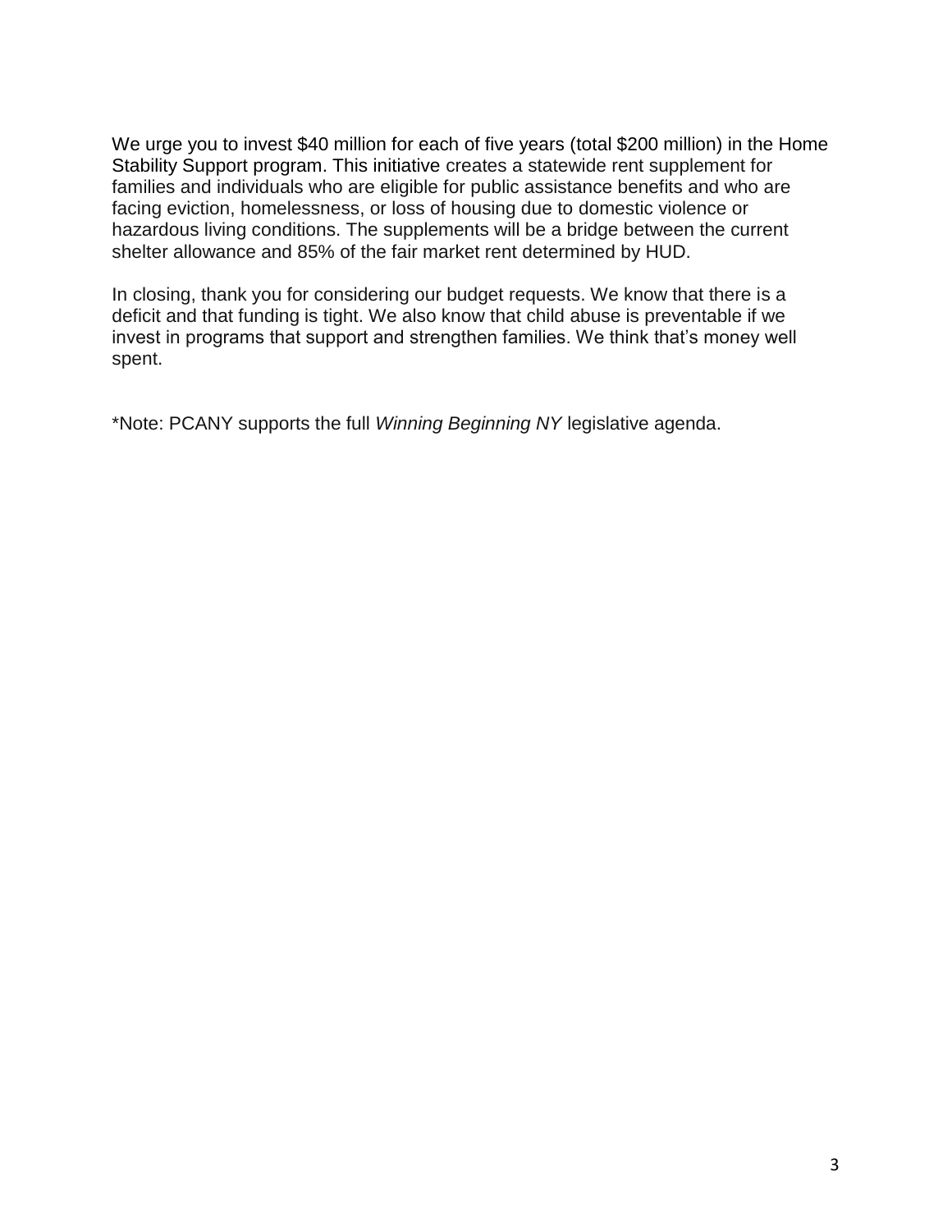We urge you to invest $40 million for each of five years (total $200 million) in the Home Stability Support program. This initiative creates a statewide rent supplement for families and individuals who are eligible for public assistance benefits and who are facing eviction, homelessness, or loss of housing due to domestic violence or hazardous living conditions. The supplements will be a bridge between the current shelter allowance and 85% of the fair market rent determined by HUD.

In closing, thank you for considering our budget requests. We know that there is a deficit and that funding is tight. We also know that child abuse is preventable if we invest in programs that support and strengthen families. We think that's money well spent.

*Note: PCANY supports the full *Winning Beginning NY* legislative agenda.